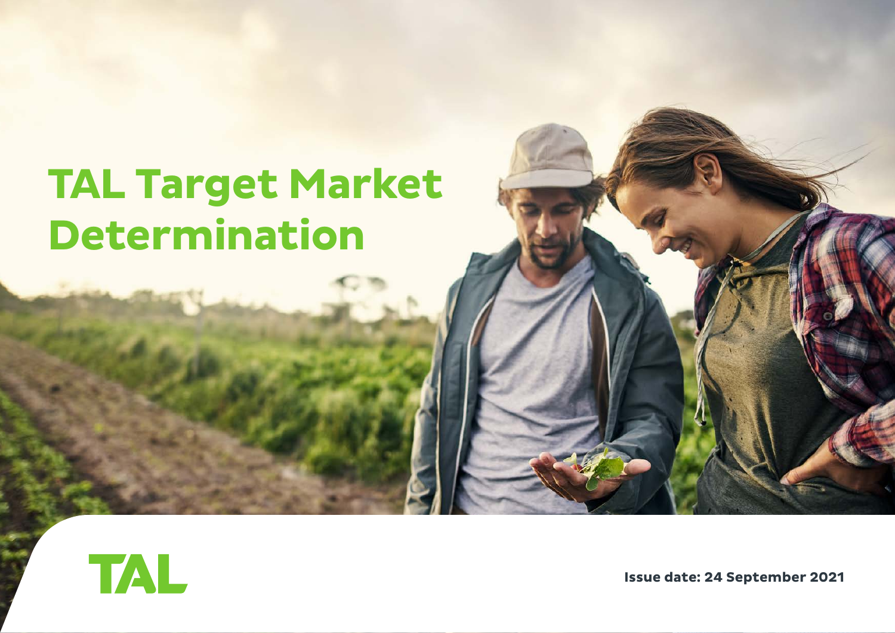# TAL Target Market Determination

TAL

**Issue date: 24 September 2021**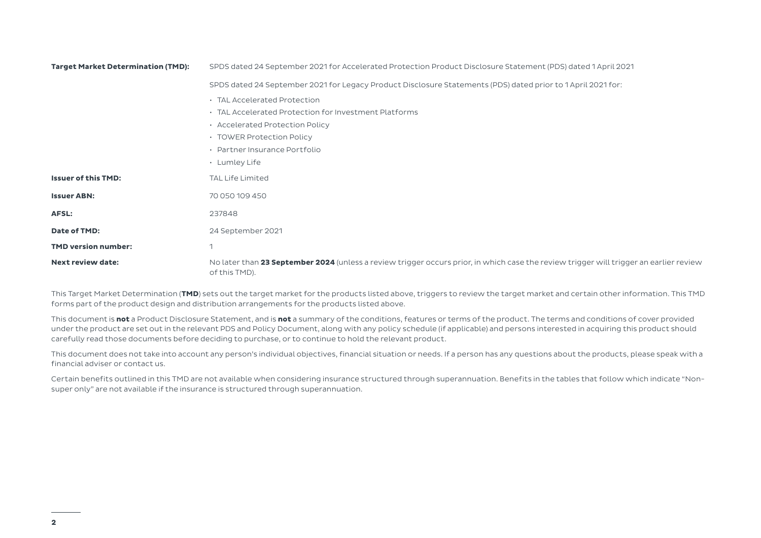| | |
|---|---|
| **Target Market Determination (TMD):** | SPDS dated 24 September 2021 for Accelerated Protection Product Disclosure Statement (PDS) dated 1 April 2021<br><br>SPDS dated 24 September 2021 for Legacy Product Disclosure Statements (PDS) dated prior to 1 April 2021 for:<br>• TAL Accelerated Protection<br>• TAL Accelerated Protection for Investment Platforms<br>• Accelerated Protection Policy<br>• TOWER Protection Policy<br>• Partner Insurance Portfolio<br>• Lumley Life |
| **Issuer of this TMD:** | TAL Life Limited |
| **Issuer ABN:** | 70 050 109 450 |
| **AFSL:** | 237848 |
| **Date of TMD:** | 24 September 2021 |
| **TMD version number:** | 1 |
| **Next review date:** | No later than **23 September 2024** (unless a review trigger occurs prior, in which case the review trigger will trigger an earlier review of this TMD). |

This Target Market Determination (**TMD**) sets out the target market for the products listed above, triggers to review the target market and certain other information. This TMD forms part of the product design and distribution arrangements for the products listed above.

This document is **not** a Product Disclosure Statement, and is **not** a summary of the conditions, features or terms of the product. The terms and conditions of cover provided under the product are set out in the relevant PDS and Policy Document, along with any policy schedule (if applicable) and persons interested in acquiring this product should carefully read those documents before deciding to purchase, or to continue to hold the relevant product.

This document does not take into account any person's individual objectives, financial situation or needs. If a person has any questions about the products, please speak with a financial adviser or contact us.

Certain benefits outlined in this TMD are not available when considering insurance structured through superannuation. Benefits in the tables that follow which indicate "Non-super only" are not available if the insurance is structured through superannuation.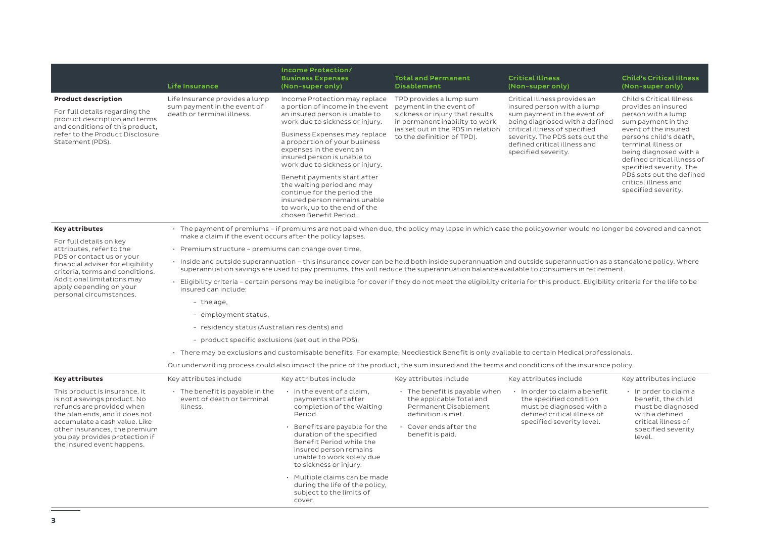| | Life Insurance | Income Protection/ Business Expenses (Non-super only) | Total and Permanent Disablement | Critical Illness (Non-super only) | Child's Critical Illness (Non-super only) |
|---|---|---|---|---|---|
| **Product description**<br><br>For full details regarding the product description and terms and conditions of this product, refer to the Product Disclosure Statement (PDS). | Life Insurance provides a lump sum payment in the event of death or terminal illness. | Income Protection may replace a portion of income in the event an insured person is unable to work due to sickness or injury.<br><br>Business Expenses may replace a proportion of your business expenses in the event an insured person is unable to work due to sickness or injury.<br><br>Benefit payments start after the waiting period and may continue for the period the insured person remains unable to work, up to the end of the chosen Benefit Period. | TPD provides a lump sum payment in the event of sickness or injury that results in permanent inability to work (as set out in the PDS in relation to the definition of TPD). | Critical Illness provides an insured person with a lump sum payment in the event of being diagnosed with a defined critical illness of specified severity. The PDS sets out the defined critical illness and specified severity. | Child's Critical Illness provides an insured person with a lump sum payment in the event of the insured persons child's death, terminal illness or being diagnosed with a defined critical illness of specified severity. The PDS sets out the defined critical illness and specified severity. |

**Key attributes**

For full details on key attributes, refer to the PDS or contact us or your financial adviser for eligibility criteria, terms and conditions. Additional limitations may apply depending on your personal circumstances.

- The payment of premiums – if premiums are not paid when due, the policy may lapse in which case the policyowner would no longer be covered and cannot make a claim if the event occurs after the policy lapses.
- Premium structure – premiums can change over time.
- Inside and outside superannuation – this insurance cover can be held both inside superannuation and outside superannuation as a standalone policy. Where superannuation savings are used to pay premiums, this will reduce the superannuation balance available to consumers in retirement.
- Eligibility criteria – certain persons may be ineligible for cover if they do not meet the eligibility criteria for this product. Eligibility criteria for the life to be insured can include:
  - the age,
  - employment status,
  - residency status (Australian residents) and
  - product specific exclusions (set out in the PDS).
- There may be exclusions and customisable benefits. For example, Needlestick Benefit is only available to certain Medical professionals.

Our underwriting process could also impact the price of the product, the sum insured and the terms and conditions of the insurance policy.

| **Key attributes** | Key attributes include | Key attributes include | Key attributes include | Key attributes include | Key attributes include |
|---|---|---|---|---|---|
| This product is insurance. It is not a savings product. No refunds are provided when the plan ends, and it does not accumulate a cash value. Like other insurances, the premium you pay provides protection if the insured event happens. | • The benefit is payable in the event of death or terminal illness. | • In the event of a claim, payments start after completion of the Waiting Period.<br>• Benefits are payable for the duration of the specified Benefit Period while the insured person remains unable to work solely due to sickness or injury.<br>• Multiple claims can be made during the life of the policy, subject to the limits of cover. | • The benefit is payable when the applicable Total and Permanent Disablement definition is met.<br>• Cover ends after the benefit is paid. | • In order to claim a benefit the specified condition must be diagnosed with a defined critical illness of specified severity level. | • In order to claim a benefit, the child must be diagnosed with a defined critical illness of specified severity level. |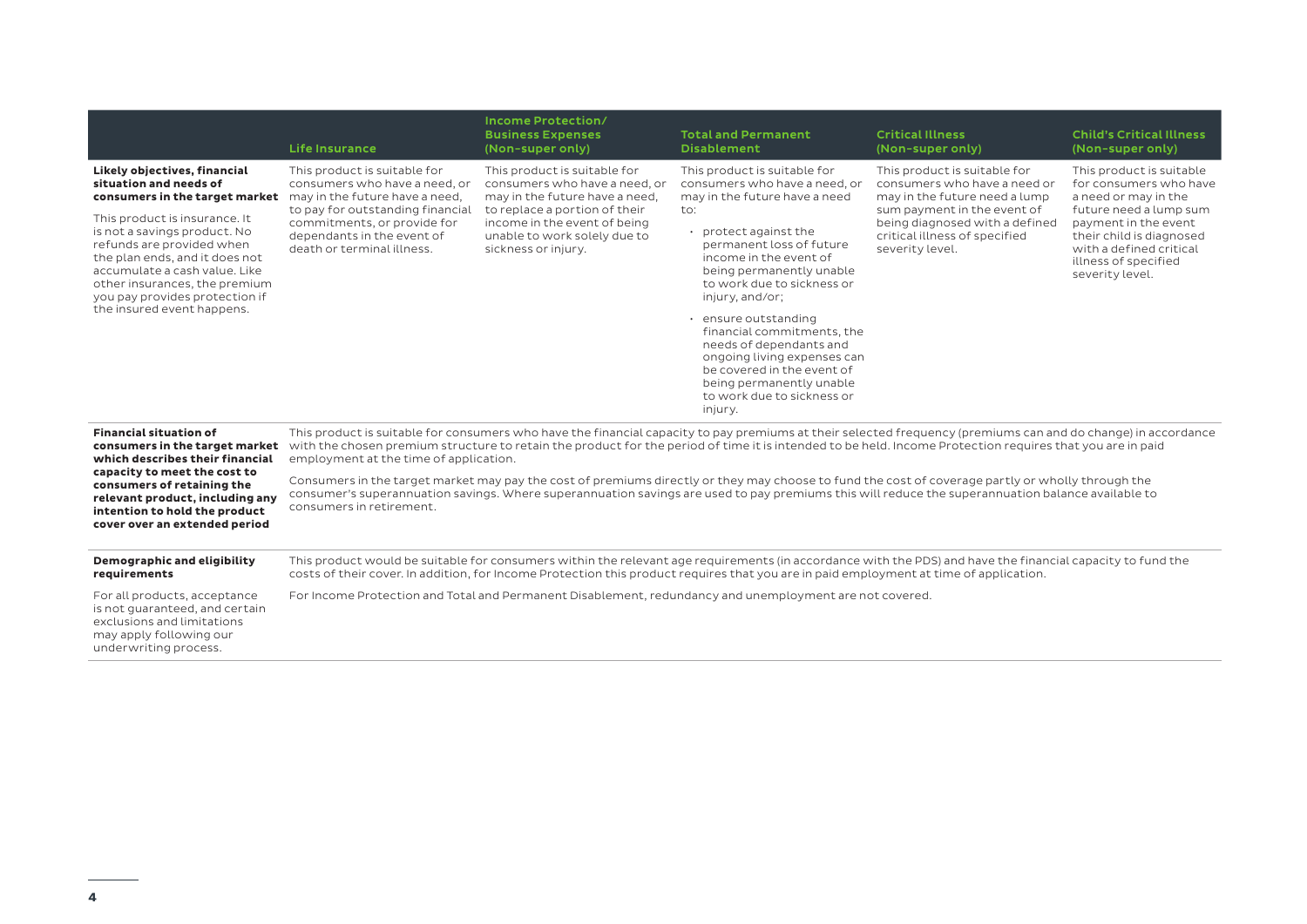| | Life Insurance | Income Protection/ Business Expenses (Non-super only) | Total and Permanent Disablement | Critical Illness (Non-super only) | Child's Critical Illness (Non-super only) |
|---|---|---|---|---|---|
| **Likely objectives, financial situation and needs of consumers in the target market**<br><br>This product is insurance. It is not a savings product. No refunds are provided when the plan ends, and it does not accumulate a cash value. Like other insurances, the premium you pay provides protection if the insured event happens. | This product is suitable for consumers who have a need, or may in the future have a need, to pay for outstanding financial commitments, or provide for dependants in the event of death or terminal illness. | This product is suitable for consumers who have a need, or may in the future have a need, to replace a portion of their income in the event of being unable to work solely due to sickness or injury. | This product is suitable for consumers who have a need, or may in the future have a need to:<br><br>• protect against the permanent loss of future income in the event of being permanently unable to work due to sickness or injury, and/or;<br><br>• ensure outstanding financial commitments, the needs of dependants and ongoing living expenses can be covered in the event of being permanently unable to work due to sickness or injury. | This product is suitable for consumers who have a need or may in the future need a lump sum payment in the event of being diagnosed with a defined critical illness of specified severity level. | This product is suitable for consumers who have a need or may in the future need a lump sum payment in the event their child is diagnosed with a defined critical illness of specified severity level. |
| **Financial situation of consumers in the target market which describes their financial capacity to meet the cost to consumers of retaining the relevant product, including any intention to hold the product cover over an extended period** | This product is suitable for consumers who have the financial capacity to pay premiums at their selected frequency (premiums can and do change) in accordance with the chosen premium structure to retain the product for the period of time it is intended to be held. Income Protection requires that you are in paid employment at the time of application.<br><br>Consumers in the target market may pay the cost of premiums directly or they may choose to fund the cost of coverage partly or wholly through the consumer's superannuation savings. Where superannuation savings are used to pay premiums this will reduce the superannuation balance available to consumers in retirement. | | | | |
| **Demographic and eligibility requirements**<br><br>For all products, acceptance is not guaranteed, and certain exclusions and limitations may apply following our underwriting process. | This product would be suitable for consumers within the relevant age requirements (in accordance with the PDS) and have the financial capacity to fund the costs of their cover. In addition, for Income Protection this product requires that you are in paid employment at time of application.<br><br>For Income Protection and Total and Permanent Disablement, redundancy and unemployment are not covered. | | | | |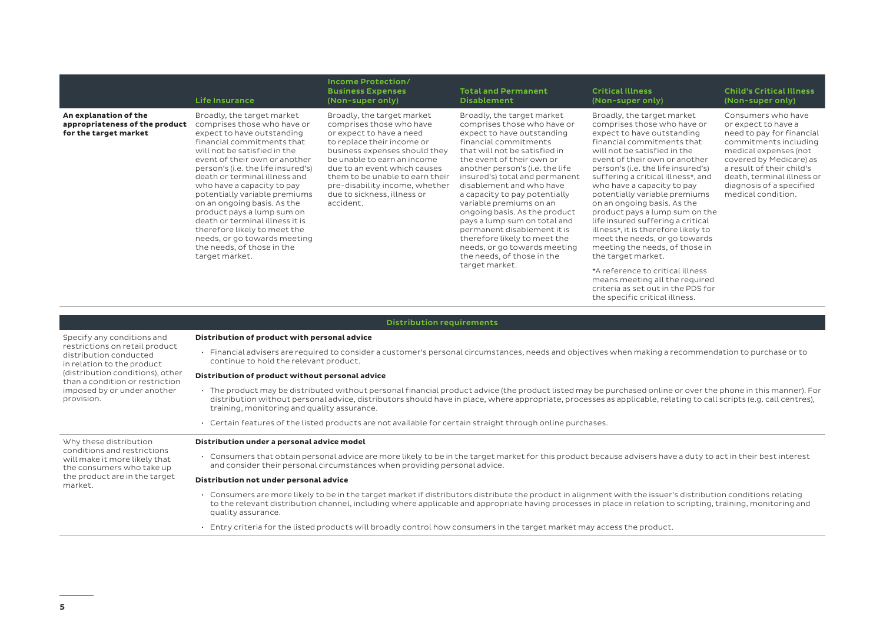| | Life Insurance | Income Protection/ Business Expenses (Non-super only) | Total and Permanent Disablement | Critical Illness (Non-super only) | Child's Critical Illness (Non-super only) |
|---|---|---|---|---|---|
| **An explanation of the appropriateness of the product for the target market** | Broadly, the target market comprises those who have or expect to have outstanding financial commitments that will not be satisfied in the event of their own or another person's (i.e. the life insured's) death or terminal illness and who have a capacity to pay potentially variable premiums on an ongoing basis. As the product pays a lump sum on death or terminal illness it is therefore likely to meet the needs, or go towards meeting the needs, of those in the target market. | Broadly, the target market comprises those who have or expect to have a need to replace their income or business expenses should they be unable to earn an income due to an event which causes them to be unable to earn their pre-disability income, whether due to sickness, illness or accident. | Broadly, the target market comprises those who have or expect to have outstanding financial commitments that will not be satisfied in the event of their own or another person's (i.e. the life insured's) total and permanent disablement and who have a capacity to pay potentially variable premiums on an ongoing basis. As the product pays a lump sum on total and permanent disablement it is therefore likely to meet the needs, or go towards meeting the needs, of those in the target market. | Broadly, the target market comprises those who have or expect to have outstanding financial commitments that will not be satisfied in the event of their own or another person's (i.e. the life insured's) suffering a critical illness*, and who have a capacity to pay potentially variable premiums on an ongoing basis. As the product pays a lump sum on the life insured suffering a critical illness*, it is therefore likely to meet the needs, or go towards meeting the needs, of those in the target market.<br><br>*A reference to critical illness means meeting all the required criteria as set out in the PDS for the specific critical illness. | Consumers who have or expect to have a need to pay for financial commitments including medical expenses (not covered by Medicare) as a result of their child's death, terminal illness or diagnosis of a specified medical condition. |

## Distribution requirements

| | |
|---|---|
| Specify any conditions and restrictions on retail product distribution conducted in relation to the product (distribution conditions), other than a condition or restriction imposed by or under another provision. | **Distribution of product with personal advice**<br>• Financial advisers are required to consider a customer's personal circumstances, needs and objectives when making a recommendation to purchase or to continue to hold the relevant product.<br>**Distribution of product without personal advice**<br>• The product may be distributed without personal financial product advice (the product listed may be purchased online or over the phone in this manner). For distribution without personal advice, distributors should have in place, where appropriate, processes as applicable, relating to call scripts (e.g. call centres), training, monitoring and quality assurance.<br>• Certain features of the listed products are not available for certain straight through online purchases. |
| Why these distribution conditions and restrictions will make it more likely that the consumers who take up the product are in the target market. | **Distribution under a personal advice model**<br>• Consumers that obtain personal advice are more likely to be in the target market for this product because advisers have a duty to act in their best interest and consider their personal circumstances when providing personal advice.<br>**Distribution not under personal advice**<br>• Consumers are more likely to be in the target market if distributors distribute the product in alignment with the issuer's distribution conditions relating to the relevant distribution channel, including where applicable and appropriate having processes in place in relation to scripting, training, monitoring and quality assurance.<br>• Entry criteria for the listed products will broadly control how consumers in the target market may access the product. |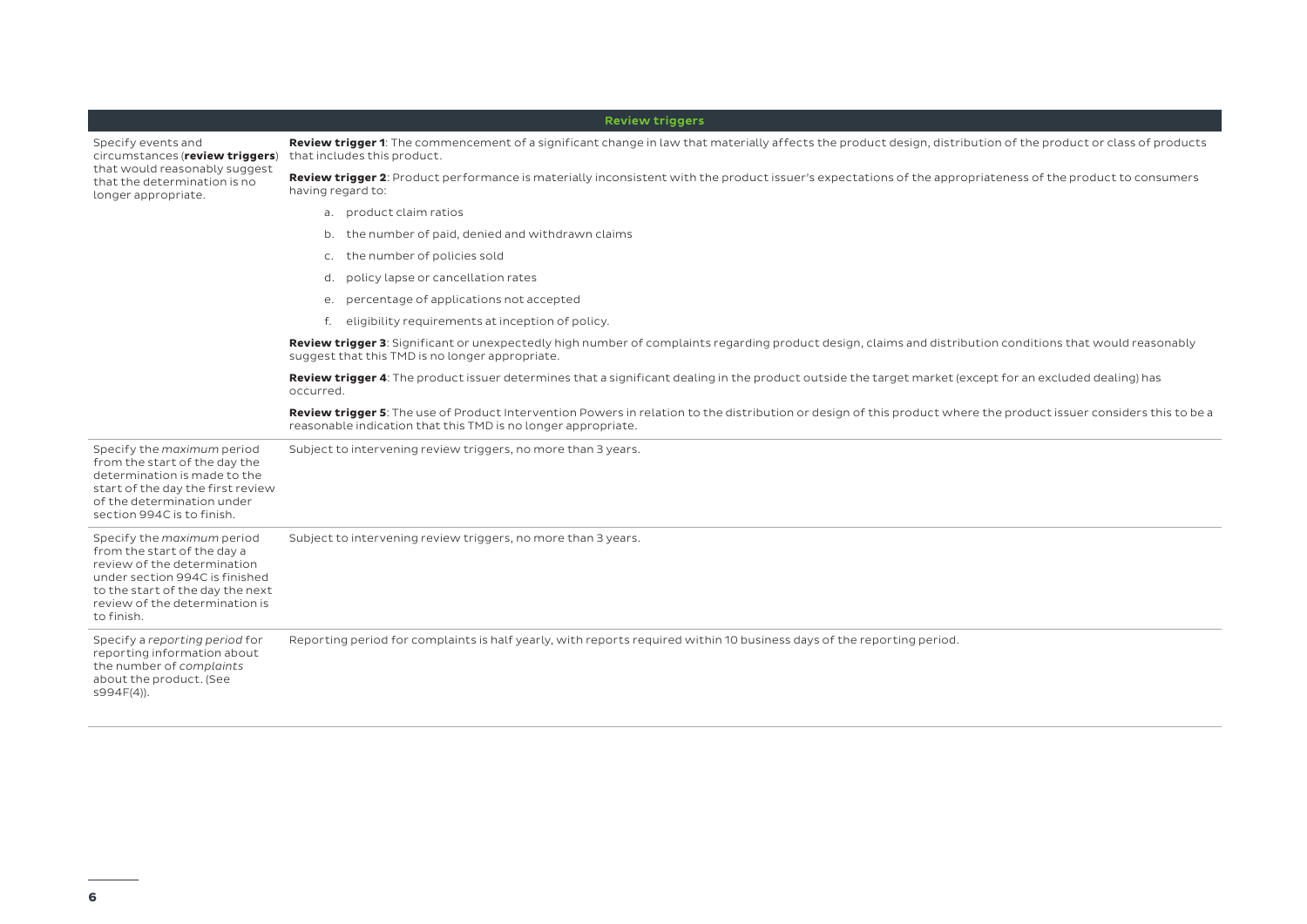| Review triggers | |
|---|---|
| Specify events and circumstances (**review triggers**) that would reasonably suggest that the determination is no longer appropriate. | **Review trigger 1**: The commencement of a significant change in law that materially affects the product design, distribution of the product or class of products that includes this product.<br><br>**Review trigger 2**: Product performance is materially inconsistent with the product issuer's expectations of the appropriateness of the product to consumers having regard to:<br>a. product claim ratios<br>b. the number of paid, denied and withdrawn claims<br>c. the number of policies sold<br>d. policy lapse or cancellation rates<br>e. percentage of applications not accepted<br>f. eligibility requirements at inception of policy.<br><br>**Review trigger 3**: Significant or unexpectedly high number of complaints regarding product design, claims and distribution conditions that would reasonably suggest that this TMD is no longer appropriate.<br><br>**Review trigger 4**: The product issuer determines that a significant dealing in the product outside the target market (except for an excluded dealing) has occurred.<br><br>**Review trigger 5**: The use of Product Intervention Powers in relation to the distribution or design of this product where the product issuer considers this to be a reasonable indication that this TMD is no longer appropriate. |
| Specify the *maximum* period from the start of the day the determination is made to the start of the day the first review of the determination under section 994C is to finish. | Subject to intervening review triggers, no more than 3 years. |
| Specify the *maximum* period from the start of the day a review of the determination under section 994C is finished to the start of the day the next review of the determination is to finish. | Subject to intervening review triggers, no more 3 years. |
| Specify a *reporting period* for reporting information about the number of *complaints* about the product. (See s994F(4)). | Reporting period for complaints is half yearly, with reports required within 10 business days of the reporting period. |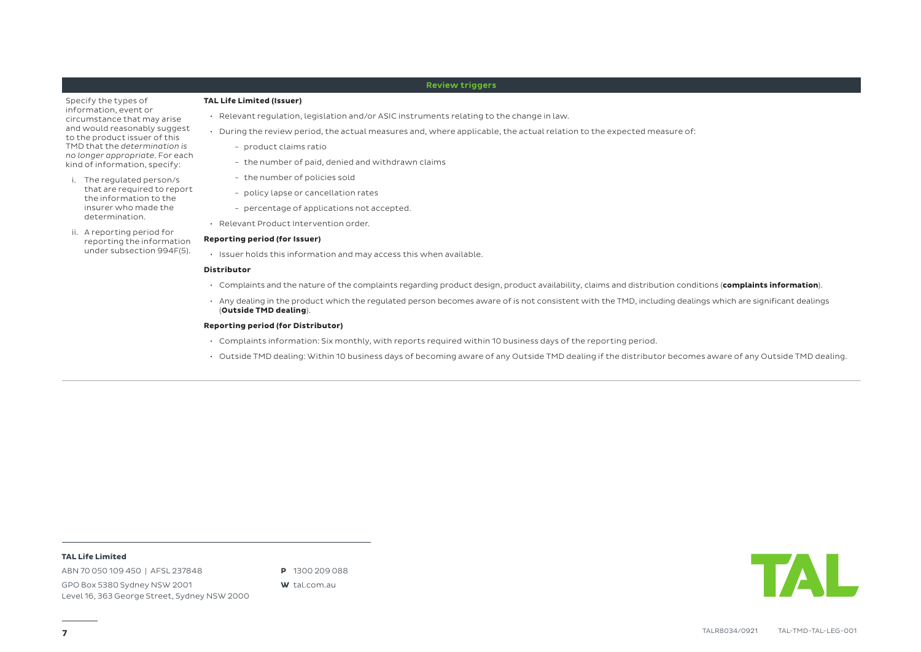## Review triggers

Specify the types of information, event or circumstance that may arise and would reasonably suggest to the product issuer of this TMD that the *determination is no longer appropriate*. For each kind of information, specify:

i. The regulated person/s that are required to report the information to the insurer who made the determination.

ii. A reporting period for reporting the information under subsection 994F(5).

**TAL Life Limited (Issuer)**

- Relevant regulation, legislation and/or ASIC instruments relating to the change in law.
- During the review period, the actual measures and, where applicable, the actual relation to the expected measure of:
  - product claims ratio
  - the number of paid, denied and withdrawn claims
  - the number of policies sold
  - policy lapse or cancellation rates
  - percentage of applications not accepted.
- Relevant Product Intervention order.

**Reporting period (for Issuer)**

- Issuer holds this information and may access this when available.

**Distributor**

- Complaints and the nature of the complaints regarding product design, product availability, claims and distribution conditions (**complaints information**).
- Any dealing in the product which the regulated person becomes aware of is not consistent with the TMD, including dealings which are significant dealings (**Outside TMD dealing**).

**Reporting period (for Distributor)**

- Complaints information: Six monthly, with reports required within 10 business days of the reporting period.
- Outside TMD dealing: Within 10 business days of becoming aware of any Outside TMD dealing if the distributor becomes aware of any Outside TMD dealing.

**TAL Life Limited**

ABN 70 050 109 450 | AFSL 237848

GPO Box 5380 Sydney NSW 2001
Level 16, 363 George Street, Sydney NSW 2000

**P** 1300 209 088
**W** tal.com.au

TALR8034/0921 TAL-TMD-TAL-LEG-001